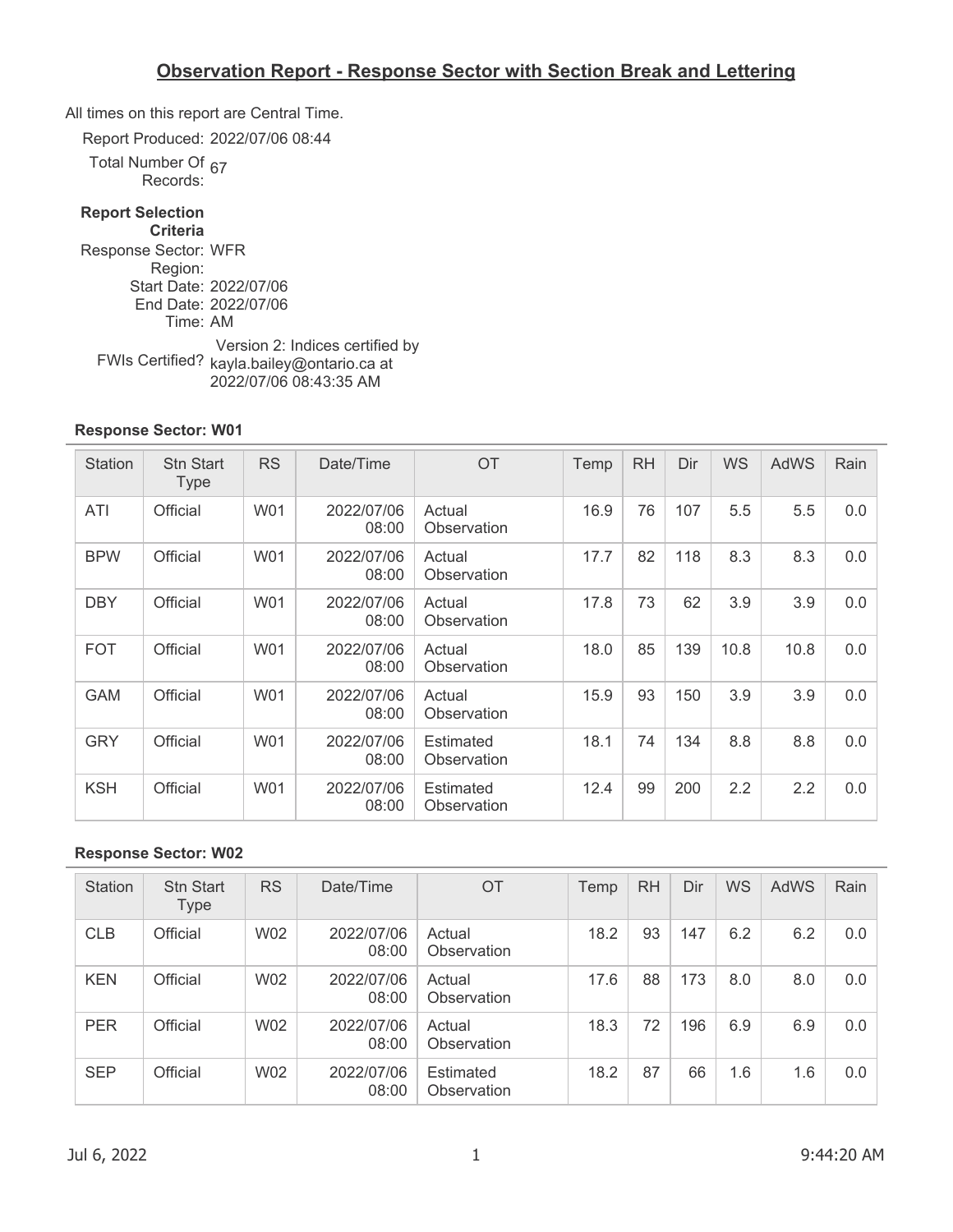# Observation Report - Response Sector with Section Break and Lettering

All times on this report are Central Time.

Report Produced: 2022/07/06 08:44

Total Number Of Records: 67

**Report Selection Criteria**

Response Sector: WFR

Region:

Start Date: 2022/07/06

End Date: 2022/07/06

Time: AM

FWIs Certified? Version 2: Indices certified by kayla.bailey@ontario.ca at 2022/07/06 08:43:35 AM

**Response Sector: W01**

| Station | Stn Start Type | RS | Date/Time | OT | Temp | RH | Dir | WS | AdWS | Rain |
|---|---|---|---|---|---|---|---|---|---|---|
| ATI | Official | W01 | 2022/07/06 08:00 | Actual Observation | 16.9 | 76 | 107 | 5.5 | 5.5 | 0.0 |
| BPW | Official | W01 | 2022/07/06 08:00 | Actual Observation | 17.7 | 82 | 118 | 8.3 | 8.3 | 0.0 |
| DBY | Official | W01 | 2022/07/06 08:00 | Actual Observation | 17.8 | 73 | 62 | 3.9 | 3.9 | 0.0 |
| FOT | Official | W01 | 2022/07/06 08:00 | Actual Observation | 18.0 | 85 | 139 | 10.8 | 10.8 | 0.0 |
| GAM | Official | W01 | 2022/07/06 08:00 | Actual Observation | 15.9 | 93 | 150 | 3.9 | 3.9 | 0.0 |
| GRY | Official | W01 | 2022/07/06 08:00 | Estimated Observation | 18.1 | 74 | 134 | 8.8 | 8.8 | 0.0 |
| KSH | Official | W01 | 2022/07/06 08:00 | Estimated Observation | 12.4 | 99 | 200 | 2.2 | 2.2 | 0.0 |

**Response Sector: W02**

| Station | Stn Start Type | RS | Date/Time | OT | Temp | RH | Dir | WS | AdWS | Rain |
|---|---|---|---|---|---|---|---|---|---|---|
| CLB | Official | W02 | 2022/07/06 08:00 | Actual Observation | 18.2 | 93 | 147 | 6.2 | 6.2 | 0.0 |
| KEN | Official | W02 | 2022/07/06 08:00 | Actual Observation | 17.6 | 88 | 173 | 8.0 | 8.0 | 0.0 |
| PER | Official | W02 | 2022/07/06 08:00 | Actual Observation | 18.3 | 72 | 196 | 6.9 | 6.9 | 0.0 |
| SEP | Official | W02 | 2022/07/06 08:00 | Estimated Observation | 18.2 | 87 | 66 | 1.6 | 1.6 | 0.0 |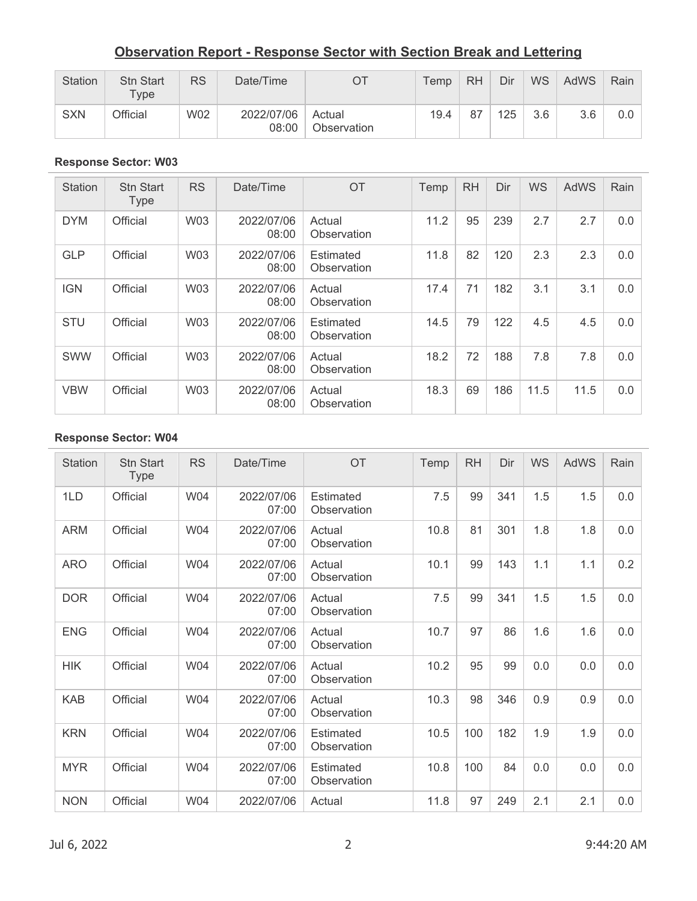## Observation Report - Response Sector with Section Break and Lettering

| Station | Stn Start Type | RS | Date/Time | OT | Temp | RH | Dir | WS | AdWS | Rain |
|---|---|---|---|---|---|---|---|---|---|---|
| SXN | Official | W02 | 2022/07/06 08:00 | Actual Observation | 19.4 | 87 | 125 | 3.6 | 3.6 | 0.0 |

### Response Sector: W03

| Station | Stn Start Type | RS | Date/Time | OT | Temp | RH | Dir | WS | AdWS | Rain |
|---|---|---|---|---|---|---|---|---|---|---|
| DYM | Official | W03 | 2022/07/06 08:00 | Actual Observation | 11.2 | 95 | 239 | 2.7 | 2.7 | 0.0 |
| GLP | Official | W03 | 2022/07/06 08:00 | Estimated Observation | 11.8 | 82 | 120 | 2.3 | 2.3 | 0.0 |
| IGN | Official | W03 | 2022/07/06 08:00 | Actual Observation | 17.4 | 71 | 182 | 3.1 | 3.1 | 0.0 |
| STU | Official | W03 | 2022/07/06 08:00 | Estimated Observation | 14.5 | 79 | 122 | 4.5 | 4.5 | 0.0 |
| SWW | Official | W03 | 2022/07/06 08:00 | Actual Observation | 18.2 | 72 | 188 | 7.8 | 7.8 | 0.0 |
| VBW | Official | W03 | 2022/07/06 08:00 | Actual Observation | 18.3 | 69 | 186 | 11.5 | 11.5 | 0.0 |

### Response Sector: W04

| Station | Stn Start Type | RS | Date/Time | OT | Temp | RH | Dir | WS | AdWS | Rain |
|---|---|---|---|---|---|---|---|---|---|---|
| 1LD | Official | W04 | 2022/07/06 07:00 | Estimated Observation | 7.5 | 99 | 341 | 1.5 | 1.5 | 0.0 |
| ARM | Official | W04 | 2022/07/06 07:00 | Actual Observation | 10.8 | 81 | 301 | 1.8 | 1.8 | 0.0 |
| ARO | Official | W04 | 2022/07/06 07:00 | Actual Observation | 10.1 | 99 | 143 | 1.1 | 1.1 | 0.2 |
| DOR | Official | W04 | 2022/07/06 07:00 | Actual Observation | 7.5 | 99 | 341 | 1.5 | 1.5 | 0.0 |
| ENG | Official | W04 | 2022/07/06 07:00 | Actual Observation | 10.7 | 97 | 86 | 1.6 | 1.6 | 0.0 |
| HIK | Official | W04 | 2022/07/06 07:00 | Actual Observation | 10.2 | 95 | 99 | 0.0 | 0.0 | 0.0 |
| KAB | Official | W04 | 2022/07/06 07:00 | Actual Observation | 10.3 | 98 | 346 | 0.9 | 0.9 | 0.0 |
| KRN | Official | W04 | 2022/07/06 07:00 | Estimated Observation | 10.5 | 100 | 182 | 1.9 | 1.9 | 0.0 |
| MYR | Official | W04 | 2022/07/06 07:00 | Estimated Observation | 10.8 | 100 | 84 | 0.0 | 0.0 | 0.0 |
| NON | Official | W04 | 2022/07/06 | Actual | 11.8 | 97 | 249 | 2.1 | 2.1 | 0.0 |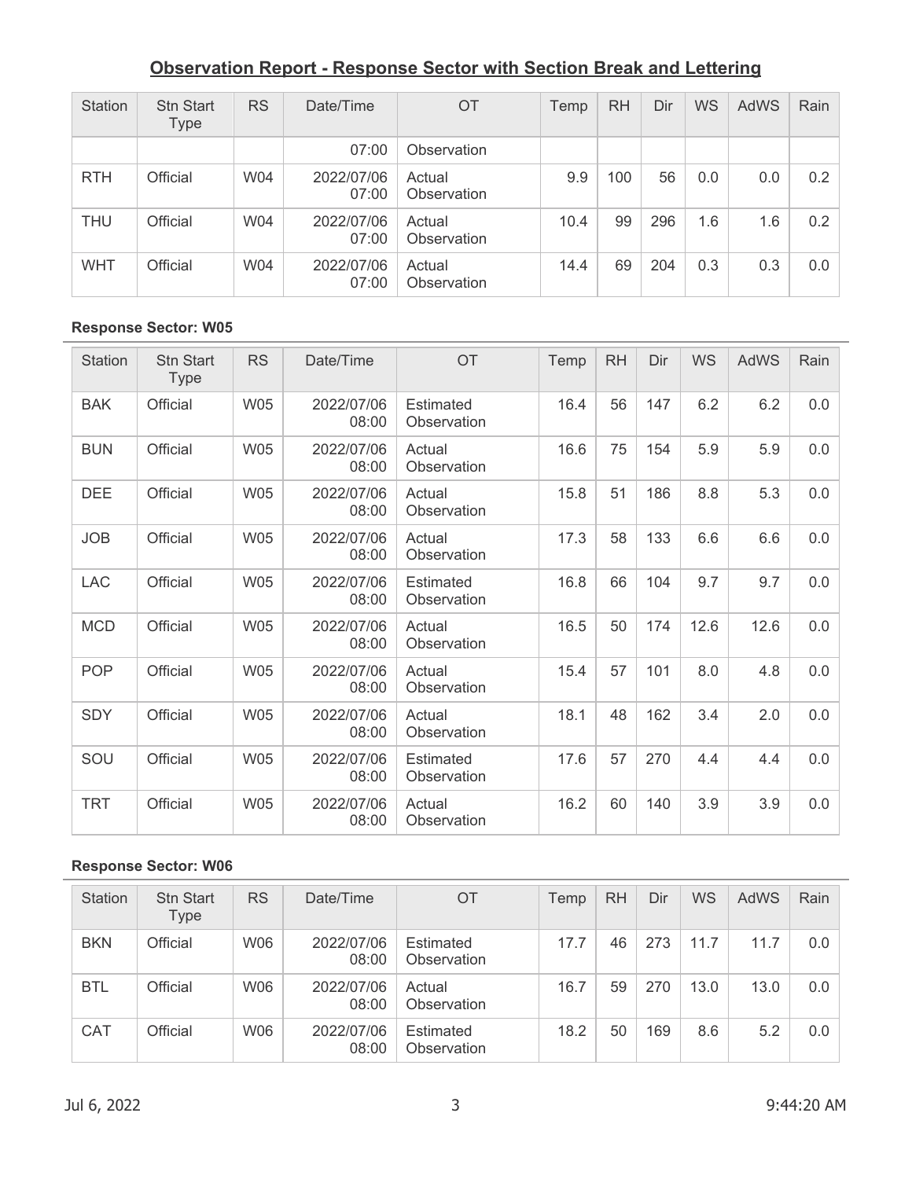## Observation Report - Response Sector with Section Break and Lettering

| Station | Stn Start Type | RS | Date/Time | OT | Temp | RH | Dir | WS | AdWS | Rain |
|---|---|---|---|---|---|---|---|---|---|---|
| | | | 07:00 | Observation | | | | | | |
| RTH | Official | W04 | 2022/07/06 07:00 | Actual Observation | 9.9 | 100 | 56 | 0.0 | 0.0 | 0.2 |
| THU | Official | W04 | 2022/07/06 07:00 | Actual Observation | 10.4 | 99 | 296 | 1.6 | 1.6 | 0.2 |
| WHT | Official | W04 | 2022/07/06 07:00 | Actual Observation | 14.4 | 69 | 204 | 0.3 | 0.3 | 0.0 |

**Response Sector: W05**

| Station | Stn Start Type | RS | Date/Time | OT | Temp | RH | Dir | WS | AdWS | Rain |
|---|---|---|---|---|---|---|---|---|---|---|
| BAK | Official | W05 | 2022/07/06 08:00 | Estimated Observation | 16.4 | 56 | 147 | 6.2 | 6.2 | 0.0 |
| BUN | Official | W05 | 2022/07/06 08:00 | Actual Observation | 16.6 | 75 | 154 | 5.9 | 5.9 | 0.0 |
| DEE | Official | W05 | 2022/07/06 08:00 | Actual Observation | 15.8 | 51 | 186 | 8.8 | 5.3 | 0.0 |
| JOB | Official | W05 | 2022/07/06 08:00 | Actual Observation | 17.3 | 58 | 133 | 6.6 | 6.6 | 0.0 |
| LAC | Official | W05 | 2022/07/06 08:00 | Estimated Observation | 16.8 | 66 | 104 | 9.7 | 9.7 | 0.0 |
| MCD | Official | W05 | 2022/07/06 08:00 | Actual Observation | 16.5 | 50 | 174 | 12.6 | 12.6 | 0.0 |
| POP | Official | W05 | 2022/07/06 08:00 | Actual Observation | 15.4 | 57 | 101 | 8.0 | 4.8 | 0.0 |
| SDY | Official | W05 | 2022/07/06 08:00 | Actual Observation | 18.1 | 48 | 162 | 3.4 | 2.0 | 0.0 |
| SOU | Official | W05 | 2022/07/06 08:00 | Estimated Observation | 17.6 | 57 | 270 | 4.4 | 4.4 | 0.0 |
| TRT | Official | W05 | 2022/07/06 08:00 | Actual Observation | 16.2 | 60 | 140 | 3.9 | 3.9 | 0.0 |

**Response Sector: W06**

| Station | Stn Start Type | RS | Date/Time | OT | Temp | RH | Dir | WS | AdWS | Rain |
|---|---|---|---|---|---|---|---|---|---|---|
| BKN | Official | W06 | 2022/07/06 08:00 | Estimated Observation | 17.7 | 46 | 273 | 11.7 | 11.7 | 0.0 |
| BTL | Official | W06 | 2022/07/06 08:00 | Actual Observation | 16.7 | 59 | 270 | 13.0 | 13.0 | 0.0 |
| CAT | Official | W06 | 2022/07/06 08:00 | Estimated Observation | 18.2 | 50 | 169 | 8.6 | 5.2 | 0.0 |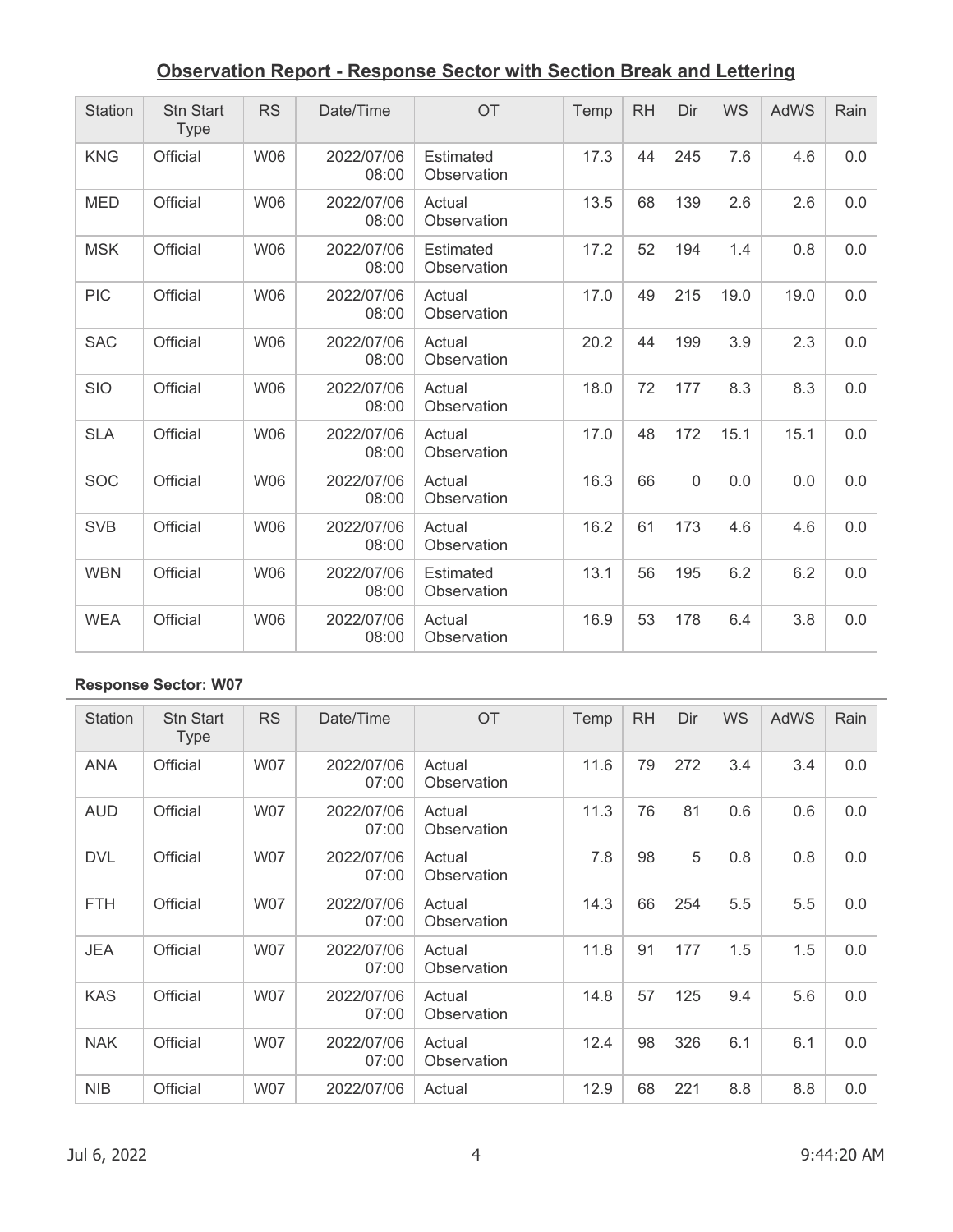## Observation Report - Response Sector with Section Break and Lettering

| Station | Stn Start Type | RS | Date/Time | OT | Temp | RH | Dir | WS | AdWS | Rain |
|---|---|---|---|---|---|---|---|---|---|---|
| KNG | Official | W06 | 2022/07/06 08:00 | Estimated Observation | 17.3 | 44 | 245 | 7.6 | 4.6 | 0.0 |
| MED | Official | W06 | 2022/07/06 08:00 | Actual Observation | 13.5 | 68 | 139 | 2.6 | 2.6 | 0.0 |
| MSK | Official | W06 | 2022/07/06 08:00 | Estimated Observation | 17.2 | 52 | 194 | 1.4 | 0.8 | 0.0 |
| PIC | Official | W06 | 2022/07/06 08:00 | Actual Observation | 17.0 | 49 | 215 | 19.0 | 19.0 | 0.0 |
| SAC | Official | W06 | 2022/07/06 08:00 | Actual Observation | 20.2 | 44 | 199 | 3.9 | 2.3 | 0.0 |
| SIO | Official | W06 | 2022/07/06 08:00 | Actual Observation | 18.0 | 72 | 177 | 8.3 | 8.3 | 0.0 |
| SLA | Official | W06 | 2022/07/06 08:00 | Actual Observation | 17.0 | 48 | 172 | 15.1 | 15.1 | 0.0 |
| SOC | Official | W06 | 2022/07/06 08:00 | Actual Observation | 16.3 | 66 | 0 | 0.0 | 0.0 | 0.0 |
| SVB | Official | W06 | 2022/07/06 08:00 | Actual Observation | 16.2 | 61 | 173 | 4.6 | 4.6 | 0.0 |
| WBN | Official | W06 | 2022/07/06 08:00 | Estimated Observation | 13.1 | 56 | 195 | 6.2 | 6.2 | 0.0 |
| WEA | Official | W06 | 2022/07/06 08:00 | Actual Observation | 16.9 | 53 | 178 | 6.4 | 3.8 | 0.0 |

**Response Sector: W07**

| Station | Stn Start Type | RS | Date/Time | OT | Temp | RH | Dir | WS | AdWS | Rain |
|---|---|---|---|---|---|---|---|---|---|---|
| ANA | Official | W07 | 2022/07/06 07:00 | Actual Observation | 11.6 | 79 | 272 | 3.4 | 3.4 | 0.0 |
| AUD | Official | W07 | 2022/07/06 07:00 | Actual Observation | 11.3 | 76 | 81 | 0.6 | 0.6 | 0.0 |
| DVL | Official | W07 | 2022/07/06 07:00 | Actual Observation | 7.8 | 98 | 5 | 0.8 | 0.8 | 0.0 |
| FTH | Official | W07 | 2022/07/06 07:00 | Actual Observation | 14.3 | 66 | 254 | 5.5 | 5.5 | 0.0 |
| JEA | Official | W07 | 2022/07/06 07:00 | Actual Observation | 11.8 | 91 | 177 | 1.5 | 1.5 | 0.0 |
| KAS | Official | W07 | 2022/07/06 07:00 | Actual Observation | 14.8 | 57 | 125 | 9.4 | 5.6 | 0.0 |
| NAK | Official | W07 | 2022/07/06 07:00 | Actual Observation | 12.4 | 98 | 326 | 6.1 | 6.1 | 0.0 |
| NIB | Official | W07 | 2022/07/06 | Actual | 12.9 | 68 | 221 | 8.8 | 8.8 | 0.0 |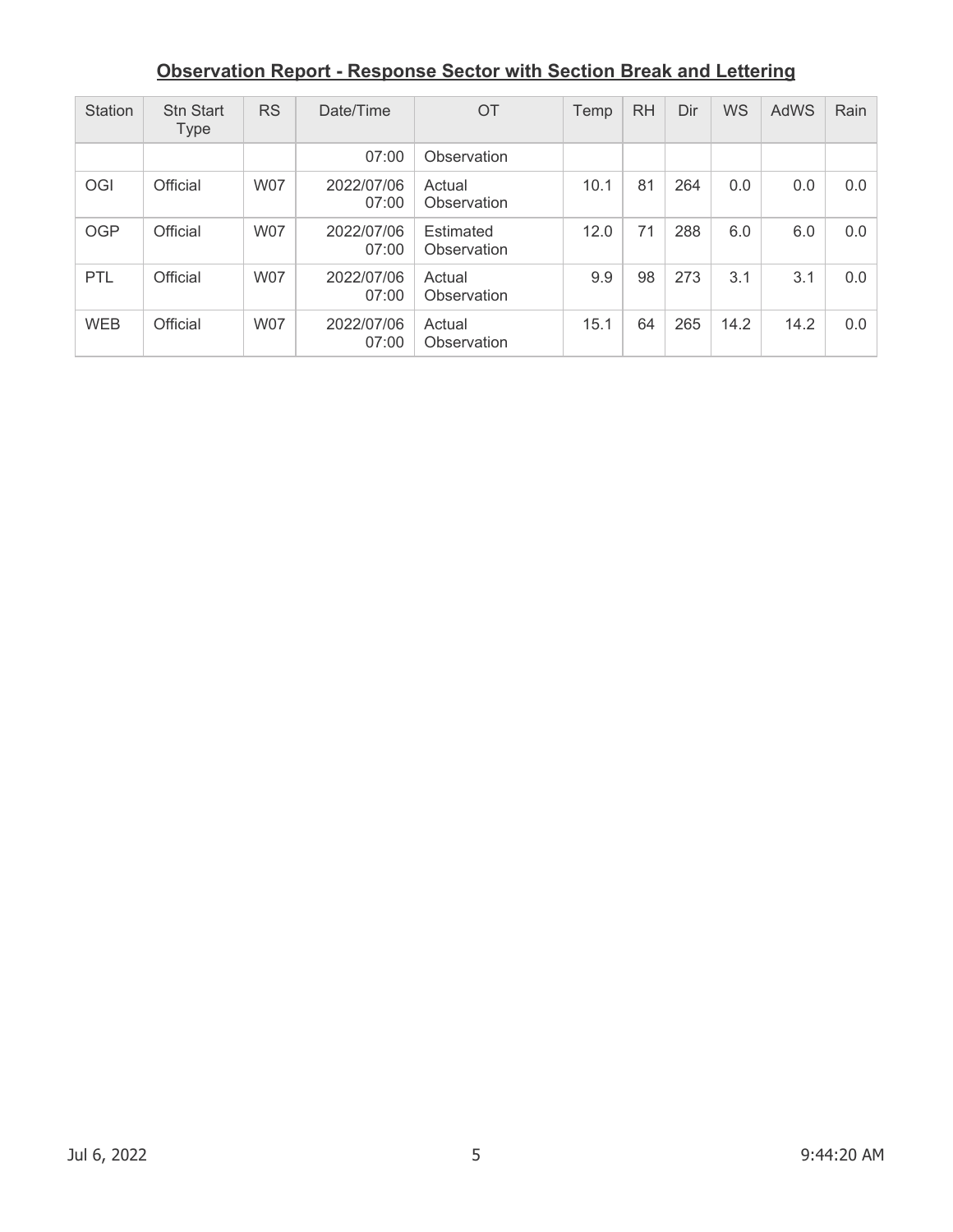## Observation Report - Response Sector with Section Break and Lettering

| Station | Stn Start Type | RS | Date/Time | OT | Temp | RH | Dir | WS | AdWS | Rain |
|---|---|---|---|---|---|---|---|---|---|---|
| | | | 07:00 | Observation | | | | | | |
| OGI | Official | W07 | 2022/07/06 07:00 | Actual Observation | 10.1 | 81 | 264 | 0.0 | 0.0 | 0.0 |
| OGP | Official | W07 | 2022/07/06 07:00 | Estimated Observation | 12.0 | 71 | 288 | 6.0 | 6.0 | 0.0 |
| PTL | Official | W07 | 2022/07/06 07:00 | Actual Observation | 9.9 | 98 | 273 | 3.1 | 3.1 | 0.0 |
| WEB | Official | W07 | 2022/07/06 07:00 | Actual Observation | 15.1 | 64 | 265 | 14.2 | 14.2 | 0.0 |